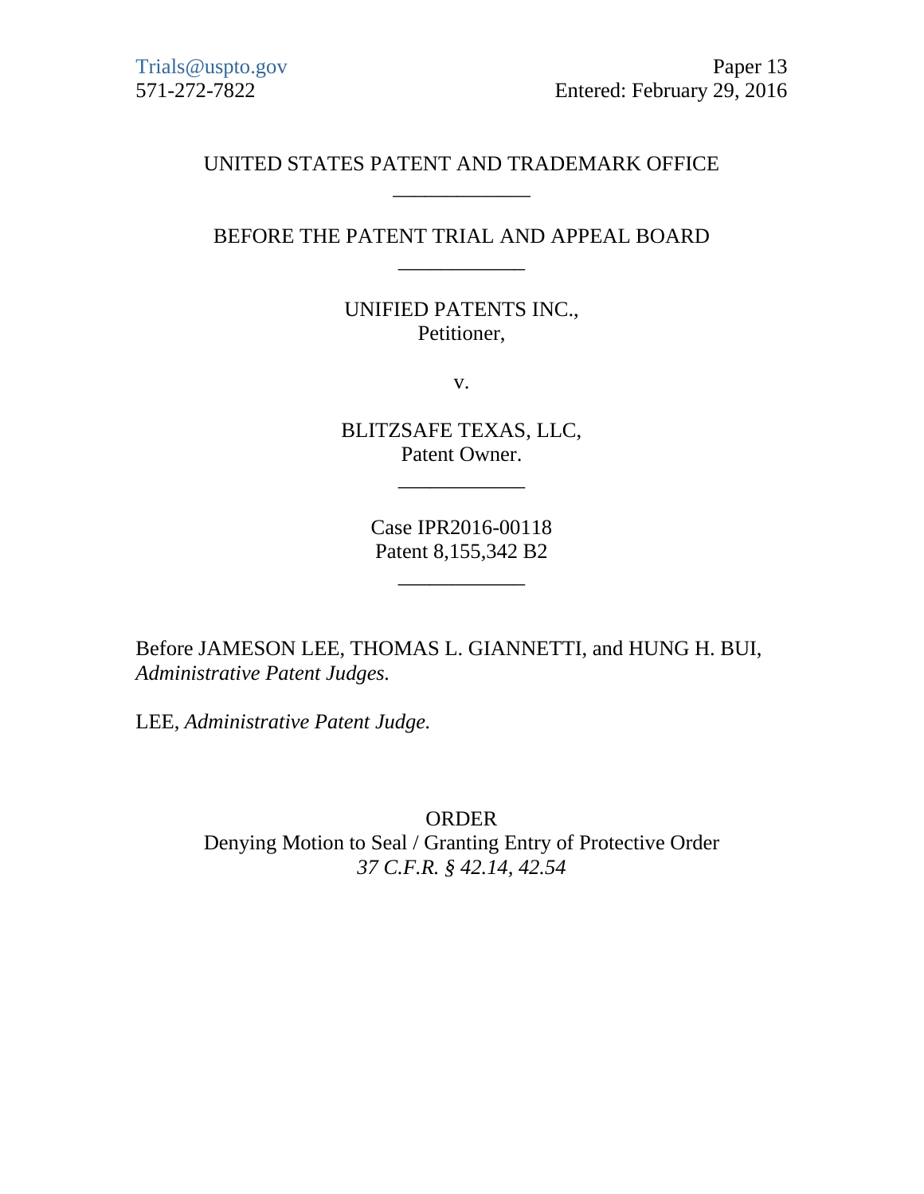Trials@uspto.gov
571-272-7822

Paper 13
Entered: February 29, 2016

UNITED STATES PATENT AND TRADEMARK OFFICE

\_\_\_\_\_\_\_\_\_\_\_\_

BEFORE THE PATENT TRIAL AND APPEAL BOARD

\_\_\_\_\_\_\_\_\_\_\_\_

UNIFIED PATENTS INC.,
Petitioner,

v.

BLITZSAFE TEXAS, LLC,
Patent Owner.

\_\_\_\_\_\_\_\_\_\_\_\_

Case IPR2016-00118
Patent 8,155,342 B2

\_\_\_\_\_\_\_\_\_\_\_\_

Before JAMESON LEE, THOMAS L. GIANNETTI, and HUNG H. BUI, *Administrative Patent Judges.*

LEE, *Administrative Patent Judge.*

ORDER
Denying Motion to Seal / Granting Entry of Protective Order
*37 C.F.R. § 42.14, 42.54*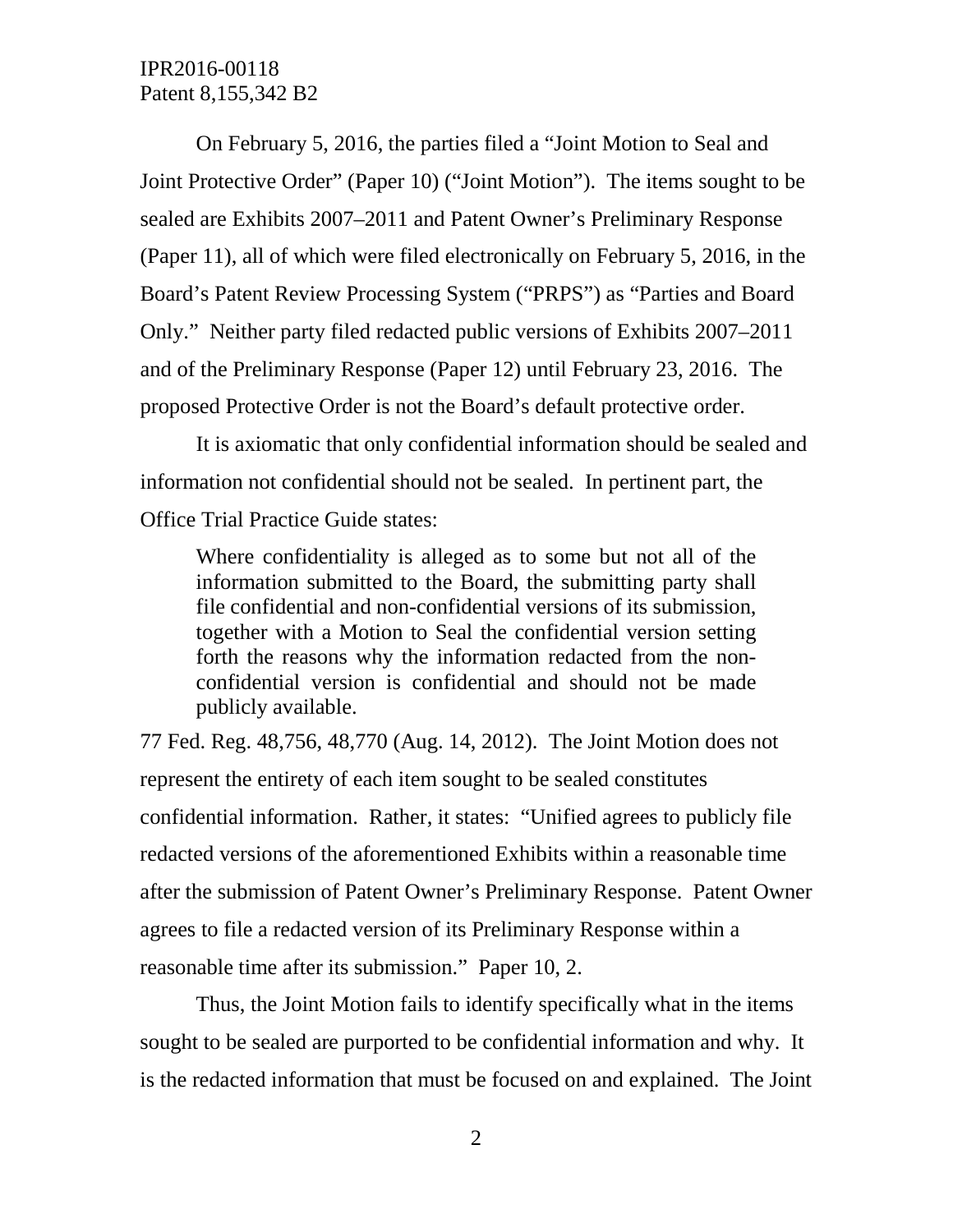On February 5, 2016, the parties filed a "Joint Motion to Seal and Joint Protective Order" (Paper 10) ("Joint Motion"). The items sought to be sealed are Exhibits 2007–2011 and Patent Owner's Preliminary Response (Paper 11), all of which were filed electronically on February 5, 2016, in the Board's Patent Review Processing System ("PRPS") as "Parties and Board Only." Neither party filed redacted public versions of Exhibits 2007–2011 and of the Preliminary Response (Paper 12) until February 23, 2016. The proposed Protective Order is not the Board's default protective order.

It is axiomatic that only confidential information should be sealed and information not confidential should not be sealed. In pertinent part, the Office Trial Practice Guide states:

> Where confidentiality is alleged as to some but not all of the information submitted to the Board, the submitting party shall file confidential and non-confidential versions of its submission, together with a Motion to Seal the confidential version setting forth the reasons why the information redacted from the non-confidential version is confidential and should not be made publicly available.

77 Fed. Reg. 48,756, 48,770 (Aug. 14, 2012). The Joint Motion does not represent the entirety of each item sought to be sealed constitutes confidential information. Rather, it states: "Unified agrees to publicly file redacted versions of the aforementioned Exhibits within a reasonable time after the submission of Patent Owner's Preliminary Response. Patent Owner agrees to file a redacted version of its Preliminary Response within a reasonable time after its submission." Paper 10, 2.

Thus, the Joint Motion fails to identify specifically what in the items sought to be sealed are purported to be confidential information and why. It is the redacted information that must be focused on and explained. The Joint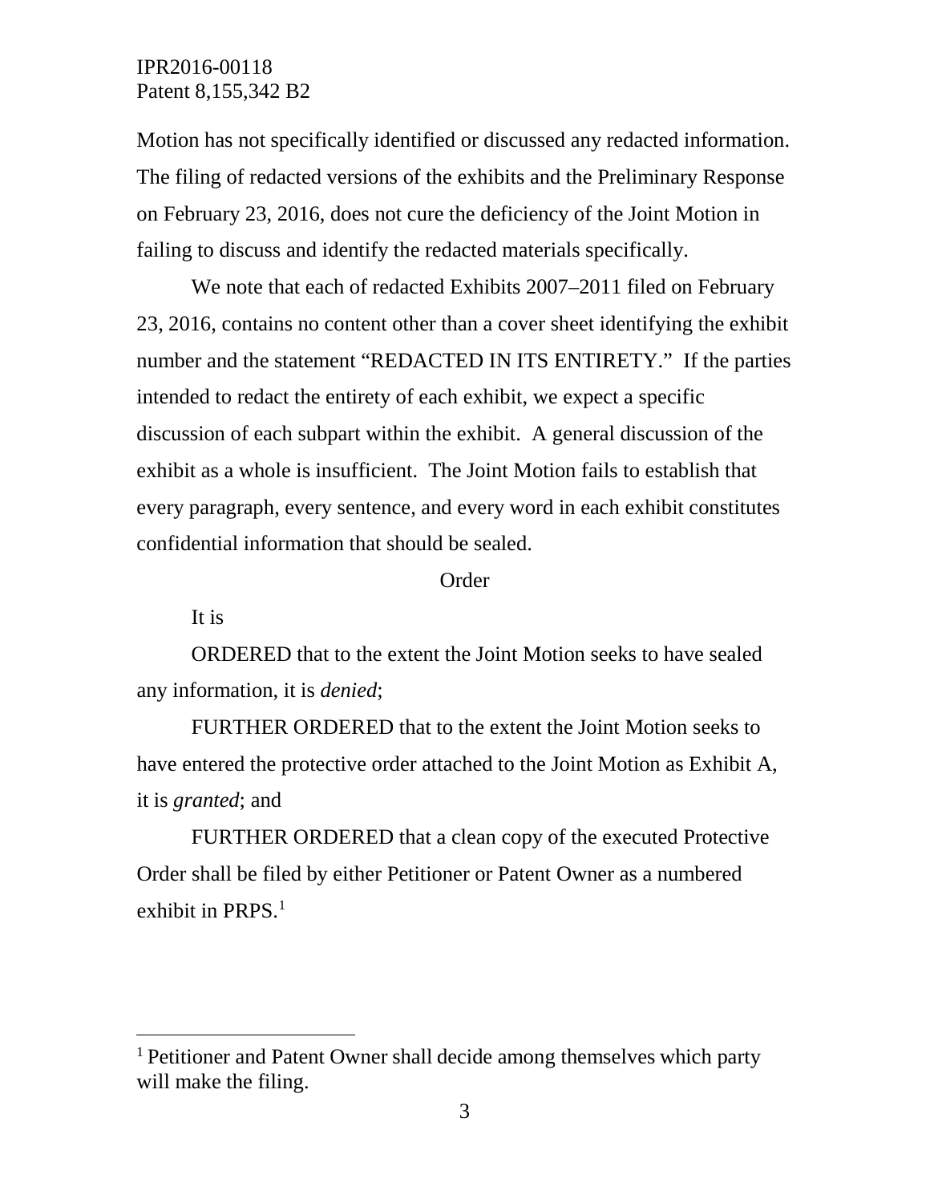Motion has not specifically identified or discussed any redacted information. The filing of redacted versions of the exhibits and the Preliminary Response on February 23, 2016, does not cure the deficiency of the Joint Motion in failing to discuss and identify the redacted materials specifically.

We note that each of redacted Exhibits 2007–2011 filed on February 23, 2016, contains no content other than a cover sheet identifying the exhibit number and the statement "REDACTED IN ITS ENTIRETY." If the parties intended to redact the entirety of each exhibit, we expect a specific discussion of each subpart within the exhibit. A general discussion of the exhibit as a whole is insufficient. The Joint Motion fails to establish that every paragraph, every sentence, and every word in each exhibit constitutes confidential information that should be sealed.

## Order

It is

ORDERED that to the extent the Joint Motion seeks to have sealed any information, it is *denied*;

FURTHER ORDERED that to the extent the Joint Motion seeks to have entered the protective order attached to the Joint Motion as Exhibit A, it is *granted*; and

FURTHER ORDERED that a clean copy of the executed Protective Order shall be filed by either Petitioner or Patent Owner as a numbered exhibit in PRPS.[1]

[1] Petitioner and Patent Owner shall decide among themselves which party will make the filing.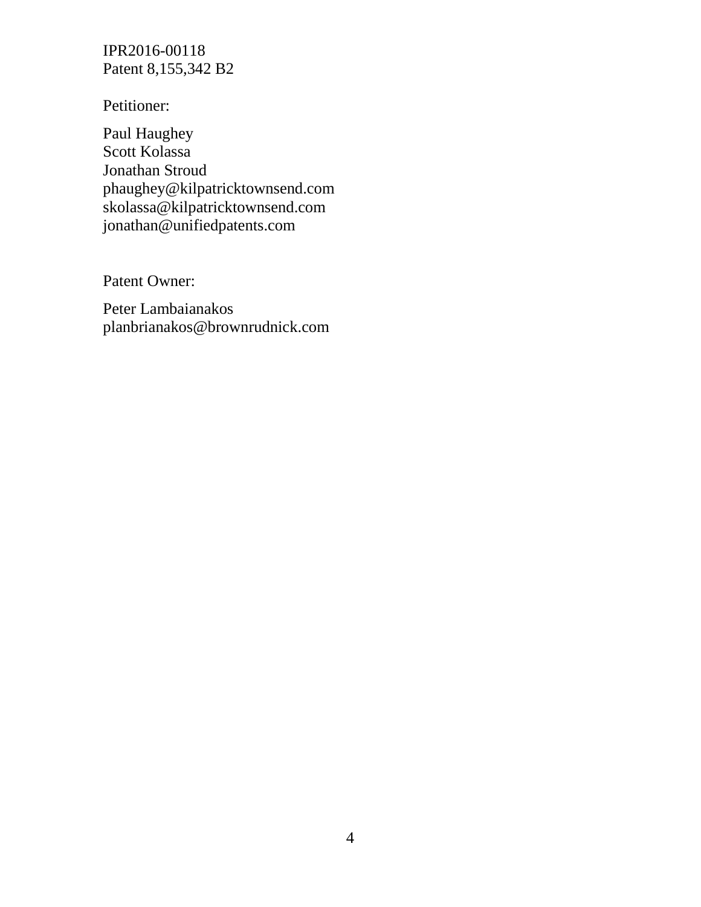IPR2016-00118
Patent 8,155,342 B2

Petitioner:

Paul Haughey
Scott Kolassa
Jonathan Stroud
phaughey@kilpatricktownsend.com
skolassa@kilpatricktownsend.com
jonathan@unifiedpatents.com

Patent Owner:

Peter Lambaianakos
planbrianakos@brownrudnick.com